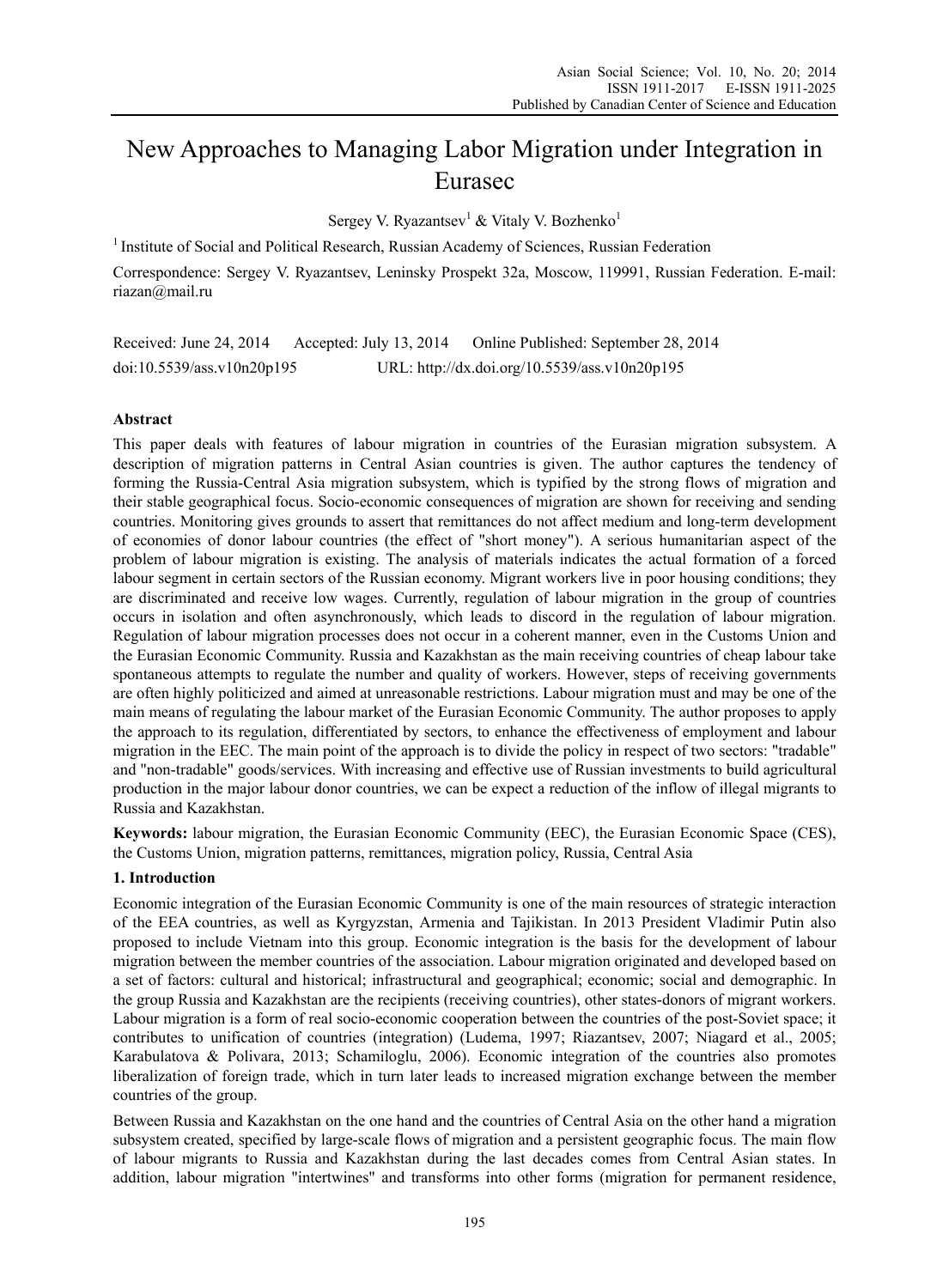# New Approaches to Managing Labor Migration under Integration in Eurasec

Sergey V. Ryazantsev[1] & Vitaly V. Bozhenko[1]

[1] Institute of Social and Political Research, Russian Academy of Sciences, Russian Federation

Correspondence: Sergey V. Ryazantsev, Leninsky Prospekt 32a, Moscow, 119991, Russian Federation. E-mail: riazan@mail.ru

Received: June 24, 2014 Accepted: July 13, 2014 Online Published: September 28, 2014

doi:10.5539/ass.v10n20p195 URL: http://dx.doi.org/10.5539/ass.v10n20p195

## Abstract

This paper deals with features of labour migration in countries of the Eurasian migration subsystem. A description of migration patterns in Central Asian countries is given. The author captures the tendency of forming the Russia-Central Asia migration subsystem, which is typified by the strong flows of migration and their stable geographical focus. Socio-economic consequences of migration are shown for receiving and sending countries. Monitoring gives grounds to assert that remittances do not affect medium and long-term development of economies of donor labour countries (the effect of "short money"). A serious humanitarian aspect of the problem of labour migration is existing. The analysis of materials indicates the actual formation of a forced labour segment in certain sectors of the Russian economy. Migrant workers live in poor housing conditions; they are discriminated and receive low wages. Currently, regulation of labour migration in the group of countries occurs in isolation and often asynchronously, which leads to discord in the regulation of labour migration. Regulation of labour migration processes does not occur in a coherent manner, even in the Customs Union and the Eurasian Economic Community. Russia and Kazakhstan as the main receiving countries of cheap labour take spontaneous attempts to regulate the number and quality of workers. However, steps of receiving governments are often highly politicized and aimed at unreasonable restrictions. Labour migration must and may be one of the main means of regulating the labour market of the Eurasian Economic Community. The author proposes to apply the approach to its regulation, differentiated by sectors, to enhance the effectiveness of employment and labour migration in the EEC. The main point of the approach is to divide the policy in respect of two sectors: "tradable" and "non-tradable" goods/services. With increasing and effective use of Russian investments to build agricultural production in the major labour donor countries, we can be expect a reduction of the inflow of illegal migrants to Russia and Kazakhstan.

**Keywords:** labour migration, the Eurasian Economic Community (EEC), the Eurasian Economic Space (CES), the Customs Union, migration patterns, remittances, migration policy, Russia, Central Asia

## 1. Introduction

Economic integration of the Eurasian Economic Community is one of the main resources of strategic interaction of the EEA countries, as well as Kyrgyzstan, Armenia and Tajikistan. In 2013 President Vladimir Putin also proposed to include Vietnam into this group. Economic integration is the basis for the development of labour migration between the member countries of the association. Labour migration originated and developed based on a set of factors: cultural and historical; infrastructural and geographical; economic; social and demographic. In the group Russia and Kazakhstan are the recipients (receiving countries), other states-donors of migrant workers. Labour migration is a form of real socio-economic cooperation between the countries of the post-Soviet space; it contributes to unification of countries (integration) (Ludema, 1997; Riazantsev, 2007; Niagard et al., 2005; Karabulatova & Polivara, 2013; Schamiloglu, 2006). Economic integration of the countries also promotes liberalization of foreign trade, which in turn later leads to increased migration exchange between the member countries of the group.

Between Russia and Kazakhstan on the one hand and the countries of Central Asia on the other hand a migration subsystem created, specified by large-scale flows of migration and a persistent geographic focus. The main flow of labour migrants to Russia and Kazakhstan during the last decades comes from Central Asian states. In addition, labour migration "intertwines" and transforms into other forms (migration for permanent residence,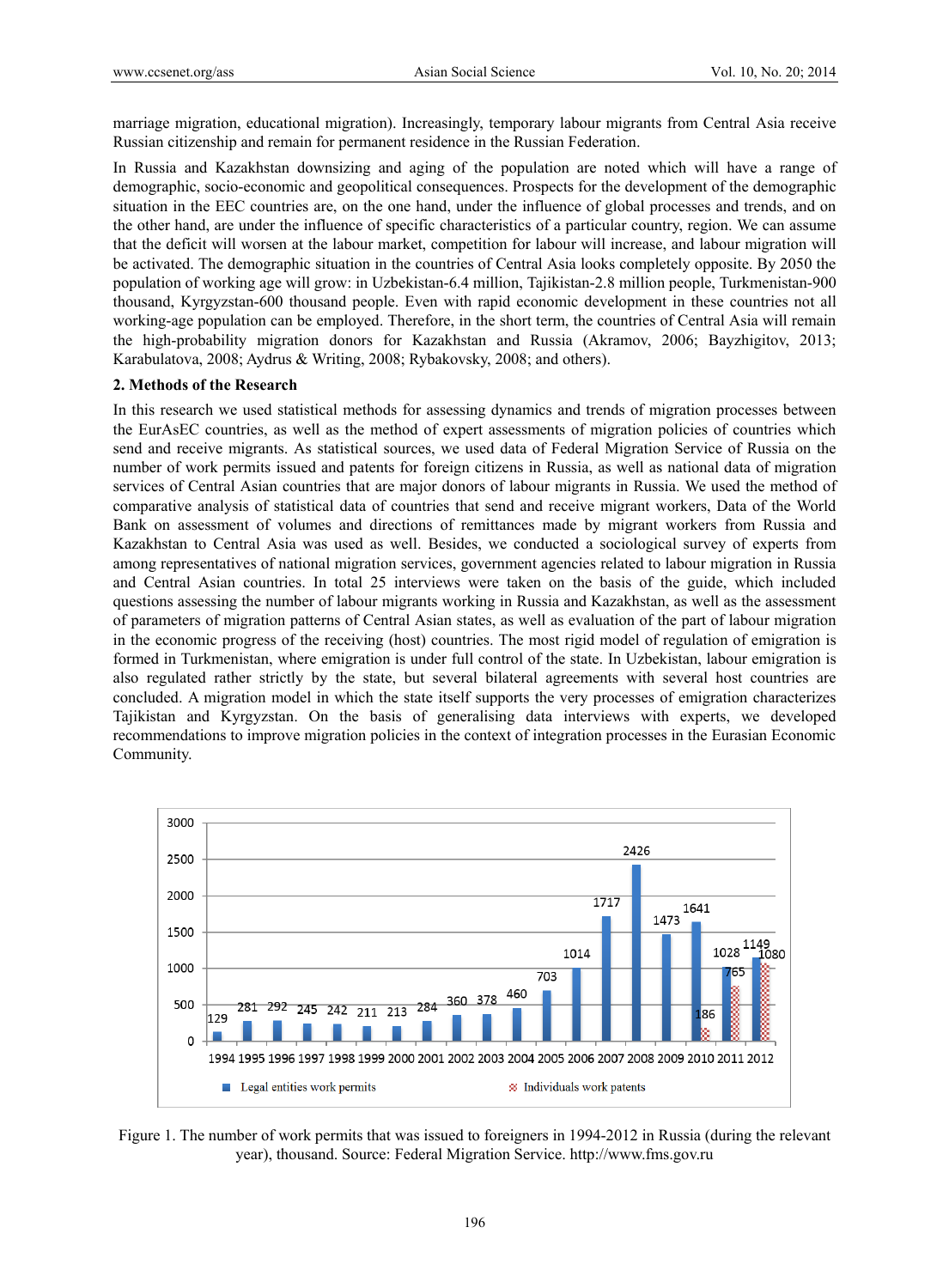marriage migration, educational migration). Increasingly, temporary labour migrants from Central Asia receive Russian citizenship and remain for permanent residence in the Russian Federation.

In Russia and Kazakhstan downsizing and aging of the population are noted which will have a range of demographic, socio-economic and geopolitical consequences. Prospects for the development of the demographic situation in the EEC countries are, on the one hand, under the influence of global processes and trends, and on the other hand, are under the influence of specific characteristics of a particular country, region. We can assume that the deficit will worsen at the labour market, competition for labour will increase, and labour migration will be activated. The demographic situation in the countries of Central Asia looks completely opposite. By 2050 the population of working age will grow: in Uzbekistan-6.4 million, Tajikistan-2.8 million people, Turkmenistan-900 thousand, Kyrgyzstan-600 thousand people. Even with rapid economic development in these countries not all working-age population can be employed. Therefore, in the short term, the countries of Central Asia will remain the high-probability migration donors for Kazakhstan and Russia (Akramov, 2006; Bayzhigitov, 2013; Karabulatova, 2008; Aydrus & Writing, 2008; Rybakovsky, 2008; and others).

## 2. Methods of the Research

In this research we used statistical methods for assessing dynamics and trends of migration processes between the EurAsEC countries, as well as the method of expert assessments of migration policies of countries which send and receive migrants. As statistical sources, we used data of Federal Migration Service of Russia on the number of work permits issued and patents for foreign citizens in Russia, as well as national data of migration services of Central Asian countries that are major donors of labour migrants in Russia. We used the method of comparative analysis of statistical data of countries that send and receive migrant workers, Data of the World Bank on assessment of volumes and directions of remittances made by migrant workers from Russia and Kazakhstan to Central Asia was used as well. Besides, we conducted a sociological survey of experts from among representatives of national migration services, government agencies related to labour migration in Russia and Central Asian countries. In total 25 interviews were taken on the basis of the guide, which included questions assessing the number of labour migrants working in Russia and Kazakhstan, as well as the assessment of parameters of migration patterns of Central Asian states, as well as evaluation of the part of labour migration in the economic progress of the receiving (host) countries. The most rigid model of regulation of emigration is formed in Turkmenistan, where emigration is under full control of the state. In Uzbekistan, labour emigration is also regulated rather strictly by the state, but several bilateral agreements with several host countries are concluded. A migration model in which the state itself supports the very processes of emigration characterizes Tajikistan and Kyrgyzstan. On the basis of generalising data interviews with experts, we developed recommendations to improve migration policies in the context of integration processes in the Eurasian Economic Community.

3000
2500
2000
1500
1000
500
0

129 281 292 245 242 211 213 284 360 378 460 703 1014 1717 2426 1473 1641 186 1028 765 1149 1080

1994 1995 1996 1997 1998 1999 2000 2001 2002 2003 2004 2005 2006 2007 2008 2009 2010 2011 2012

Legal entities work permits

Individuals work patents

Figure 1. The number of work permits that was issued to foreigners in 1994-2012 in Russia (during the relevant year), thousand. Source: Federal Migration Service. http://www.fms.gov.ru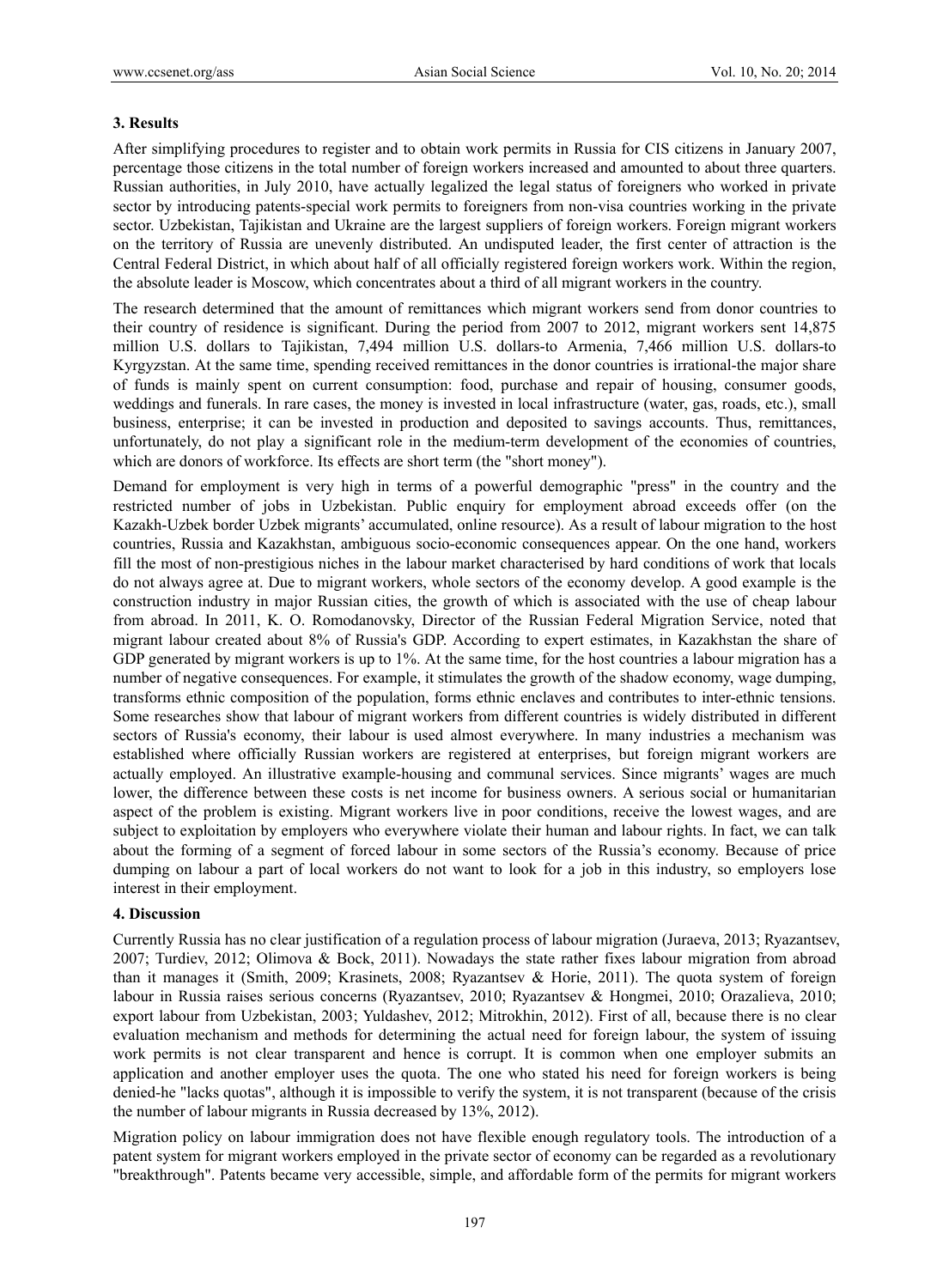### 3. Results

After simplifying procedures to register and to obtain work permits in Russia for CIS citizens in January 2007, percentage those citizens in the total number of foreign workers increased and amounted to about three quarters. Russian authorities, in July 2010, have actually legalized the legal status of foreigners who worked in private sector by introducing patents-special work permits to foreigners from non-visa countries working in the private sector. Uzbekistan, Tajikistan and Ukraine are the largest suppliers of foreign workers. Foreign migrant workers on the territory of Russia are unevenly distributed. An undisputed leader, the first center of attraction is the Central Federal District, in which about half of all officially registered foreign workers work. Within the region, the absolute leader is Moscow, which concentrates about a third of all migrant workers in the country.

The research determined that the amount of remittances which migrant workers send from donor countries to their country of residence is significant. During the period from 2007 to 2012, migrant workers sent 14,875 million U.S. dollars to Tajikistan, 7,494 million U.S. dollars-to Armenia, 7,466 million U.S. dollars-to Kyrgyzstan. At the same time, spending received remittances in the donor countries is irrational-the major share of funds is mainly spent on current consumption: food, purchase and repair of housing, consumer goods, weddings and funerals. In rare cases, the money is invested in local infrastructure (water, gas, roads, etc.), small business, enterprise; it can be invested in production and deposited to savings accounts. Thus, remittances, unfortunately, do not play a significant role in the medium-term development of the economies of countries, which are donors of workforce. Its effects are short term (the "short money").

Demand for employment is very high in terms of a powerful demographic "press" in the country and the restricted number of jobs in Uzbekistan. Public enquiry for employment abroad exceeds offer (on the Kazakh-Uzbek border Uzbek migrants' accumulated, online resource). As a result of labour migration to the host countries, Russia and Kazakhstan, ambiguous socio-economic consequences appear. On the one hand, workers fill the most of non-prestigious niches in the labour market characterised by hard conditions of work that locals do not always agree at. Due to migrant workers, whole sectors of the economy develop. A good example is the construction industry in major Russian cities, the growth of which is associated with the use of cheap labour from abroad. In 2011, K. O. Romodanovsky, Director of the Russian Federal Migration Service, noted that migrant labour created about 8% of Russia's GDP. According to expert estimates, in Kazakhstan the share of GDP generated by migrant workers is up to 1%. At the same time, for the host countries a labour migration has a number of negative consequences. For example, it stimulates the growth of the shadow economy, wage dumping, transforms ethnic composition of the population, forms ethnic enclaves and contributes to inter-ethnic tensions. Some researches show that labour of migrant workers from different countries is widely distributed in different sectors of Russia's economy, their labour is used almost everywhere. In many industries a mechanism was established where officially Russian workers are registered at enterprises, but foreign migrant workers are actually employed. An illustrative example-housing and communal services. Since migrants' wages are much lower, the difference between these costs is net income for business owners. A serious social or humanitarian aspect of the problem is existing. Migrant workers live in poor conditions, receive the lowest wages, and are subject to exploitation by employers who everywhere violate their human and labour rights. In fact, we can talk about the forming of a segment of forced labour in some sectors of the Russia's economy. Because of price dumping on labour a part of local workers do not want to look for a job in this industry, so employers lose interest in their employment.

### 4. Discussion

Currently Russia has no clear justification of a regulation process of labour migration (Juraeva, 2013; Ryazantsev, 2007; Turdiev, 2012; Olimova & Bock, 2011). Nowadays the state rather fixes labour migration from abroad than it manages it (Smith, 2009; Krasinets, 2008; Ryazantsev & Horie, 2011). The quota system of foreign labour in Russia raises serious concerns (Ryazantsev, 2010; Ryazantsev & Hongmei, 2010; Orazalieva, 2010; export labour from Uzbekistan, 2003; Yuldashev, 2012; Mitrokhin, 2012). First of all, because there is no clear evaluation mechanism and methods for determining the actual need for foreign labour, the system of issuing work permits is not clear transparent and hence is corrupt. It is common when one employer submits an application and another employer uses the quota. The one who stated his need for foreign workers is being denied-he "lacks quotas", although it is impossible to verify the system, it is not transparent (because of the crisis the number of labour migrants in Russia decreased by 13%, 2012).

Migration policy on labour immigration does not have flexible enough regulatory tools. The introduction of a patent system for migrant workers employed in the private sector of economy can be regarded as a revolutionary "breakthrough". Patents became very accessible, simple, and affordable form of the permits for migrant workers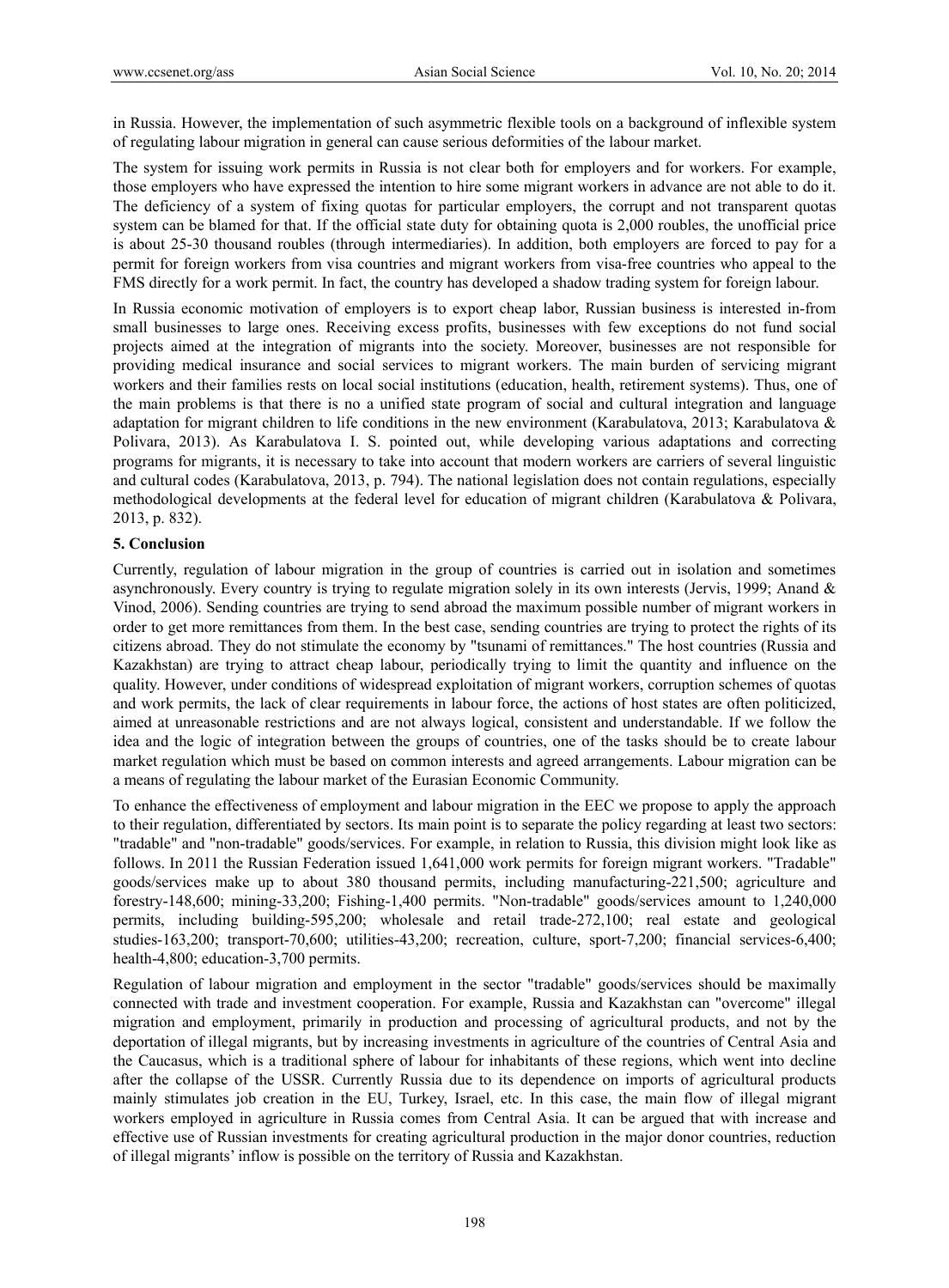in Russia. However, the implementation of such asymmetric flexible tools on a background of inflexible system of regulating labour migration in general can cause serious deformities of the labour market.

The system for issuing work permits in Russia is not clear both for employers and for workers. For example, those employers who have expressed the intention to hire some migrant workers in advance are not able to do it. The deficiency of a system of fixing quotas for particular employers, the corrupt and not transparent quotas system can be blamed for that. If the official state duty for obtaining quota is 2,000 roubles, the unofficial price is about 25-30 thousand roubles (through intermediaries). In addition, both employers are forced to pay for a permit for foreign workers from visa countries and migrant workers from visa-free countries who appeal to the FMS directly for a work permit. In fact, the country has developed a shadow trading system for foreign labour.

In Russia economic motivation of employers is to export cheap labor, Russian business is interested in-from small businesses to large ones. Receiving excess profits, businesses with few exceptions do not fund social projects aimed at the integration of migrants into the society. Moreover, businesses are not responsible for providing medical insurance and social services to migrant workers. The main burden of servicing migrant workers and their families rests on local social institutions (education, health, retirement systems). Thus, one of the main problems is that there is no a unified state program of social and cultural integration and language adaptation for migrant children to life conditions in the new environment (Karabulatova, 2013; Karabulatova & Polivara, 2013). As Karabulatova I. S. pointed out, while developing various adaptations and correcting programs for migrants, it is necessary to take into account that modern workers are carriers of several linguistic and cultural codes (Karabulatova, 2013, p. 794). The national legislation does not contain regulations, especially methodological developments at the federal level for education of migrant children (Karabulatova & Polivara, 2013, p. 832).

## 5. Conclusion

Currently, regulation of labour migration in the group of countries is carried out in isolation and sometimes asynchronously. Every country is trying to regulate migration solely in its own interests (Jervis, 1999; Anand & Vinod, 2006). Sending countries are trying to send abroad the maximum possible number of migrant workers in order to get more remittances from them. In the best case, sending countries are trying to protect the rights of its citizens abroad. They do not stimulate the economy by "tsunami of remittances." The host countries (Russia and Kazakhstan) are trying to attract cheap labour, periodically trying to limit the quantity and influence on the quality. However, under conditions of widespread exploitation of migrant workers, corruption schemes of quotas and work permits, the lack of clear requirements in labour force, the actions of host states are often politicized, aimed at unreasonable restrictions and are not always logical, consistent and understandable. If we follow the idea and the logic of integration between the groups of countries, one of the tasks should be to create labour market regulation which must be based on common interests and agreed arrangements. Labour migration can be a means of regulating the labour market of the Eurasian Economic Community.

To enhance the effectiveness of employment and labour migration in the EEC we propose to apply the approach to their regulation, differentiated by sectors. Its main point is to separate the policy regarding at least two sectors: "tradable" and "non-tradable" goods/services. For example, in relation to Russia, this division might look like as follows. In 2011 the Russian Federation issued 1,641,000 work permits for foreign migrant workers. "Tradable" goods/services make up to about 380 thousand permits, including manufacturing-221,500; agriculture and forestry-148,600; mining-33,200; Fishing-1,400 permits. "Non-tradable" goods/services amount to 1,240,000 permits, including building-595,200; wholesale and retail trade-272,100; real estate and geological studies-163,200; transport-70,600; utilities-43,200; recreation, culture, sport-7,200; financial services-6,400; health-4,800; education-3,700 permits.

Regulation of labour migration and employment in the sector "tradable" goods/services should be maximally connected with trade and investment cooperation. For example, Russia and Kazakhstan can "overcome" illegal migration and employment, primarily in production and processing of agricultural products, and not by the deportation of illegal migrants, but by increasing investments in agriculture of the countries of Central Asia and the Caucasus, which is a traditional sphere of labour for inhabitants of these regions, which went into decline after the collapse of the USSR. Currently Russia due to its dependence on imports of agricultural products mainly stimulates job creation in the EU, Turkey, Israel, etc. In this case, the main flow of illegal migrant workers employed in agriculture in Russia comes from Central Asia. It can be argued that with increase and effective use of Russian investments for creating agricultural production in the major donor countries, reduction of illegal migrants' inflow is possible on the territory of Russia and Kazakhstan.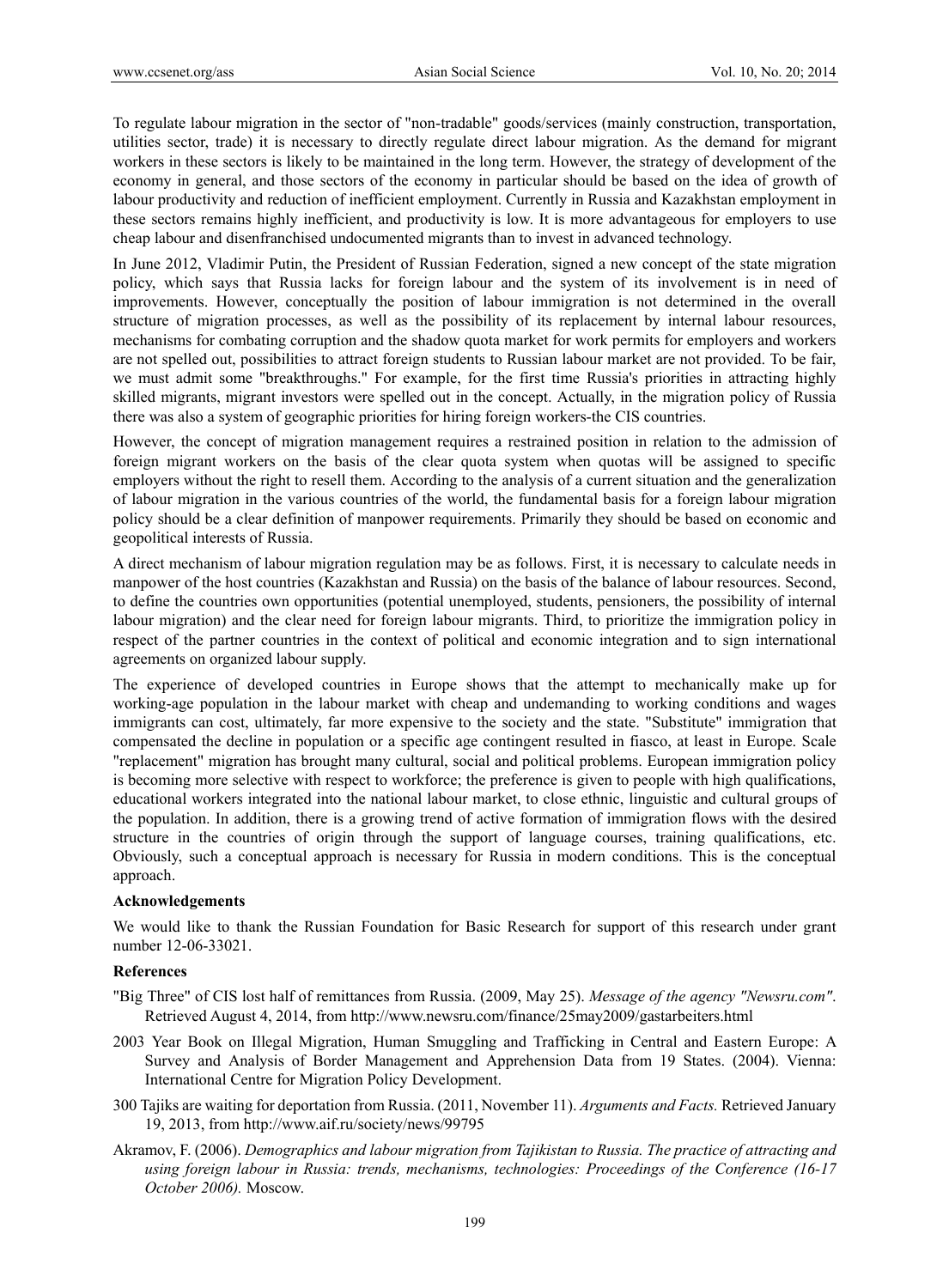To regulate labour migration in the sector of "non-tradable" goods/services (mainly construction, transportation, utilities sector, trade) it is necessary to directly regulate direct labour migration. As the demand for migrant workers in these sectors is likely to be maintained in the long term. However, the strategy of development of the economy in general, and those sectors of the economy in particular should be based on the idea of growth of labour productivity and reduction of inefficient employment. Currently in Russia and Kazakhstan employment in these sectors remains highly inefficient, and productivity is low. It is more advantageous for employers to use cheap labour and disenfranchised undocumented migrants than to invest in advanced technology.

In June 2012, Vladimir Putin, the President of Russian Federation, signed a new concept of the state migration policy, which says that Russia lacks for foreign labour and the system of its involvement is in need of improvements. However, conceptually the position of labour immigration is not determined in the overall structure of migration processes, as well as the possibility of its replacement by internal labour resources, mechanisms for combating corruption and the shadow quota market for work permits for employers and workers are not spelled out, possibilities to attract foreign students to Russian labour market are not provided. To be fair, we must admit some "breakthroughs." For example, for the first time Russia's priorities in attracting highly skilled migrants, migrant investors were spelled out in the concept. Actually, in the migration policy of Russia there was also a system of geographic priorities for hiring foreign workers-the CIS countries.

However, the concept of migration management requires a restrained position in relation to the admission of foreign migrant workers on the basis of the clear quota system when quotas will be assigned to specific employers without the right to resell them. According to the analysis of a current situation and the generalization of labour migration in the various countries of the world, the fundamental basis for a foreign labour migration policy should be a clear definition of manpower requirements. Primarily they should be based on economic and geopolitical interests of Russia.

A direct mechanism of labour migration regulation may be as follows. First, it is necessary to calculate needs in manpower of the host countries (Kazakhstan and Russia) on the basis of the balance of labour resources. Second, to define the countries own opportunities (potential unemployed, students, pensioners, the possibility of internal labour migration) and the clear need for foreign labour migrants. Third, to prioritize the immigration policy in respect of the partner countries in the context of political and economic integration and to sign international agreements on organized labour supply.

The experience of developed countries in Europe shows that the attempt to mechanically make up for working-age population in the labour market with cheap and undemanding to working conditions and wages immigrants can cost, ultimately, far more expensive to the society and the state. "Substitute" immigration that compensated the decline in population or a specific age contingent resulted in fiasco, at least in Europe. Scale "replacement" migration has brought many cultural, social and political problems. European immigration policy is becoming more selective with respect to workforce; the preference is given to people with high qualifications, educational workers integrated into the national labour market, to close ethnic, linguistic and cultural groups of the population. In addition, there is a growing trend of active formation of immigration flows with the desired structure in the countries of origin through the support of language courses, training qualifications, etc. Obviously, such a conceptual approach is necessary for Russia in modern conditions. This is the conceptual approach.

### Acknowledgements

We would like to thank the Russian Foundation for Basic Research for support of this research under grant number 12-06-33021.

### References

"Big Three" of CIS lost half of remittances from Russia. (2009, May 25). *Message of the agency "Newsru.com"*. Retrieved August 4, 2014, from http://www.newsru.com/finance/25may2009/gastarbeiters.html

2003 Year Book on Illegal Migration, Human Smuggling and Trafficking in Central and Eastern Europe: A Survey and Analysis of Border Management and Apprehension Data from 19 States. (2004). Vienna: International Centre for Migration Policy Development.

300 Tajiks are waiting for deportation from Russia. (2011, November 11). *Arguments and Facts.* Retrieved January 19, 2013, from http://www.aif.ru/society/news/99795

Akramov, F. (2006). *Demographics and labour migration from Tajikistan to Russia. The practice of attracting and using foreign labour in Russia: trends, mechanisms, technologies: Proceedings of the Conference (16-17 October 2006).* Moscow.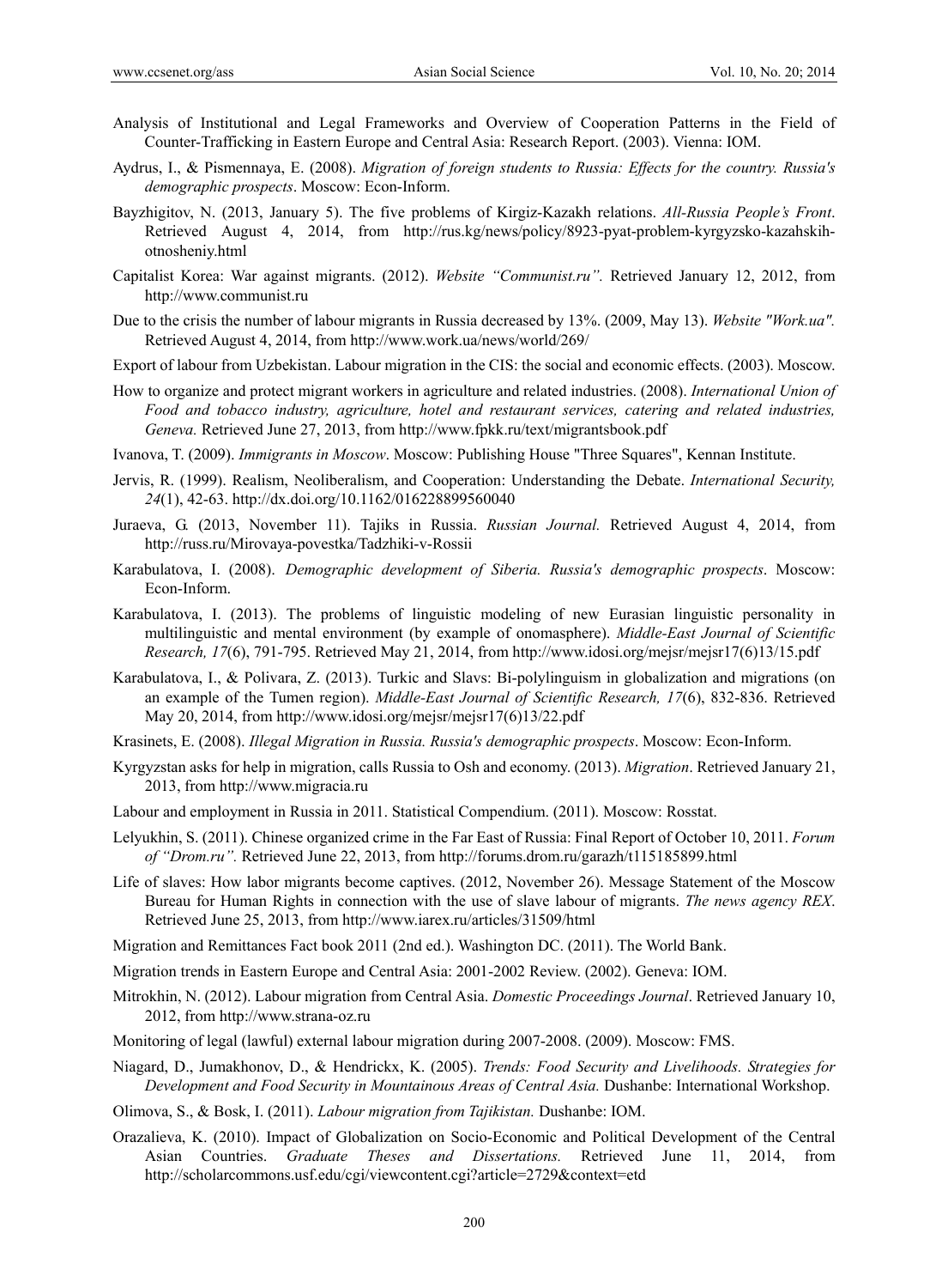Analysis of Institutional and Legal Frameworks and Overview of Cooperation Patterns in the Field of Counter-Trafficking in Eastern Europe and Central Asia: Research Report. (2003). Vienna: IOM.

Aydrus, I., & Pismennaya, E. (2008). *Migration of foreign students to Russia: Effects for the country. Russia's demographic prospects*. Moscow: Econ-Inform.

Bayzhigitov, N. (2013, January 5). The five problems of Kirgiz-Kazakh relations. *All-Russia People's Front*. Retrieved August 4, 2014, from http://rus.kg/news/policy/8923-pyat-problem-kyrgyzsko-kazahskih-otnosheniy.html

Capitalist Korea: War against migrants. (2012). *Website "Communist.ru"*. Retrieved January 12, 2012, from http://www.communist.ru

Due to the crisis the number of labour migrants in Russia decreased by 13%. (2009, May 13). *Website "Work.ua"*. Retrieved August 4, 2014, from http://www.work.ua/news/world/269/

Export of labour from Uzbekistan. Labour migration in the CIS: the social and economic effects. (2003). Moscow.

How to organize and protect migrant workers in agriculture and related industries. (2008). *International Union of Food and tobacco industry, agriculture, hotel and restaurant services, catering and related industries, Geneva.* Retrieved June 27, 2013, from http://www.fpkk.ru/text/migrantsbook.pdf

Ivanova, T. (2009). *Immigrants in Moscow*. Moscow: Publishing House "Three Squares", Kennan Institute.

Jervis, R. (1999). Realism, Neoliberalism, and Cooperation: Understanding the Debate. *International Security, 24*(1), 42-63. http://dx.doi.org/10.1162/016228899560040

Juraeva, G. (2013, November 11). Tajiks in Russia. *Russian Journal.* Retrieved August 4, 2014, from http://russ.ru/Mirovaya-povestka/Tadzhiki-v-Rossii

Karabulatova, I. (2008). *Demographic development of Siberia. Russia's demographic prospects*. Moscow: Econ-Inform.

Karabulatova, I. (2013). The problems of linguistic modeling of new Eurasian linguistic personality in multilinguistic and mental environment (by example of onomasphere). *Middle-East Journal of Scientific Research, 17*(6), 791-795. Retrieved May 21, 2014, from http://www.idosi.org/mejsr/mejsr17(6)13/15.pdf

Karabulatova, I., & Polivara, Z. (2013). Turkic and Slavs: Bi-polylinguism in globalization and migrations (on an example of the Tumen region). *Middle-East Journal of Scientific Research, 17*(6), 832-836. Retrieved May 20, 2014, from http://www.idosi.org/mejsr/mejsr17(6)13/22.pdf

Krasinets, E. (2008). *Illegal Migration in Russia. Russia's demographic prospects*. Moscow: Econ-Inform.

Kyrgyzstan asks for help in migration, calls Russia to Osh and economy. (2013). *Migration*. Retrieved January 21, 2013, from http://www.migracia.ru

Labour and employment in Russia in 2011. Statistical Compendium. (2011). Moscow: Rosstat.

Lelyukhin, S. (2011). Chinese organized crime in the Far East of Russia: Final Report of October 10, 2011. *Forum of "Drom.ru".* Retrieved June 22, 2013, from http://forums.drom.ru/garazh/t115185899.html

Life of slaves: How labor migrants become captives. (2012, November 26). Message Statement of the Moscow Bureau for Human Rights in connection with the use of slave labour of migrants. *The news agency REX*. Retrieved June 25, 2013, from http://www.iarex.ru/articles/31509/html

Migration and Remittances Fact book 2011 (2nd ed.). Washington DC. (2011). The World Bank.

Migration trends in Eastern Europe and Central Asia: 2001-2002 Review. (2002). Geneva: IOM.

Mitrokhin, N. (2012). Labour migration from Central Asia. *Domestic Proceedings Journal*. Retrieved January 10, 2012, from http://www.strana-oz.ru

Monitoring of legal (lawful) external labour migration during 2007-2008. (2009). Moscow: FMS.

Niagard, D., Jumakhonov, D., & Hendrickx, K. (2005). *Trends: Food Security and Livelihoods. Strategies for Development and Food Security in Mountainous Areas of Central Asia.* Dushanbe: International Workshop.

Olimova, S., & Bosk, I. (2011). *Labour migration from Tajikistan.* Dushanbe: IOM.

Orazalieva, K. (2010). Impact of Globalization on Socio-Economic and Political Development of the Central Asian Countries. *Graduate Theses and Dissertations.* Retrieved June 11, 2014, from http://scholarcommons.usf.edu/cgi/viewcontent.cgi?article=2729&context=etd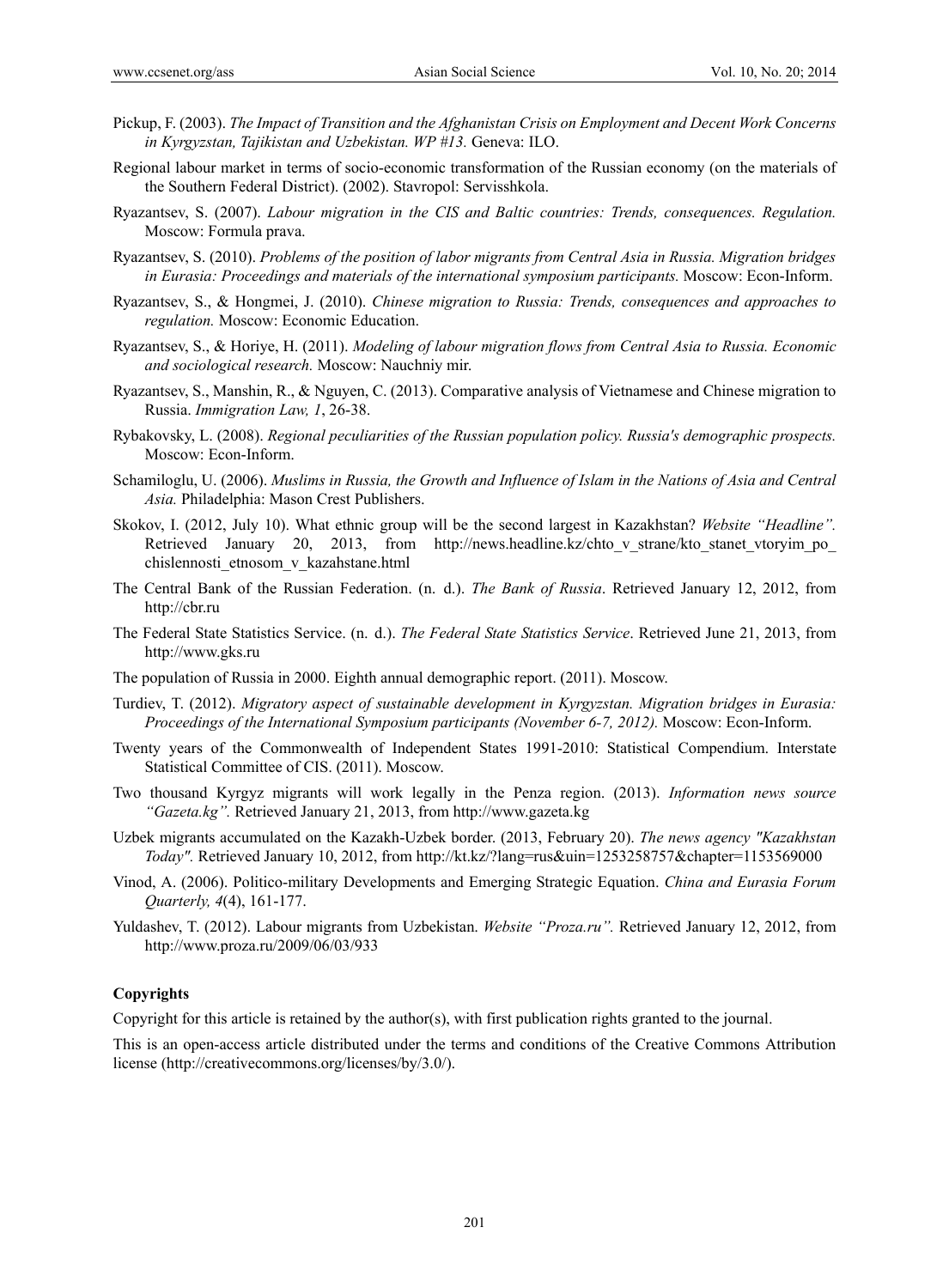Pickup, F. (2003). *The Impact of Transition and the Afghanistan Crisis on Employment and Decent Work Concerns in Kyrgyzstan, Tajikistan and Uzbekistan. WP #13.* Geneva: ILO.

Regional labour market in terms of socio-economic transformation of the Russian economy (on the materials of the Southern Federal District). (2002). Stavropol: Servisshkola.

Ryazantsev, S. (2007). *Labour migration in the CIS and Baltic countries: Trends, consequences. Regulation.* Moscow: Formula prava.

Ryazantsev, S. (2010). *Problems of the position of labor migrants from Central Asia in Russia. Migration bridges in Eurasia: Proceedings and materials of the international symposium participants.* Moscow: Econ-Inform.

Ryazantsev, S., & Hongmei, J. (2010). *Chinese migration to Russia: Trends, consequences and approaches to regulation.* Moscow: Economic Education.

Ryazantsev, S., & Horiye, H. (2011). *Modeling of labour migration flows from Central Asia to Russia. Economic and sociological research.* Moscow: Nauchniy mir.

Ryazantsev, S., Manshin, R., & Nguyen, C. (2013). Comparative analysis of Vietnamese and Chinese migration to Russia. *Immigration Law, 1*, 26-38.

Rybakovsky, L. (2008). *Regional peculiarities of the Russian population policy. Russia's demographic prospects.* Moscow: Econ-Inform.

Schamiloglu, U. (2006). *Muslims in Russia, the Growth and Influence of Islam in the Nations of Asia and Central Asia.* Philadelphia: Mason Crest Publishers.

Skokov, I. (2012, July 10). What ethnic group will be the second largest in Kazakhstan? *Website "Headline".* Retrieved January 20, 2013, from http://news.headline.kz/chto_v_strane/kto_stanet_vtoryim_po_chislennosti_etnosom_v_kazahstane.html

The Central Bank of the Russian Federation. (n. d.). *The Bank of Russia*. Retrieved January 12, 2012, from http://cbr.ru

The Federal State Statistics Service. (n. d.). *The Federal State Statistics Service*. Retrieved June 21, 2013, from http://www.gks.ru

The population of Russia in 2000. Eighth annual demographic report. (2011). Moscow.

Turdiev, T. (2012). *Migratory aspect of sustainable development in Kyrgyzstan. Migration bridges in Eurasia: Proceedings of the International Symposium participants (November 6-7, 2012).* Moscow: Econ-Inform.

Twenty years of the Commonwealth of Independent States 1991-2010: Statistical Compendium. Interstate Statistical Committee of CIS. (2011). Moscow.

Two thousand Kyrgyz migrants will work legally in the Penza region. (2013). *Information news source "Gazeta.kg".* Retrieved January 21, 2013, from http://www.gazeta.kg

Uzbek migrants accumulated on the Kazakh-Uzbek border. (2013, February 20). *The news agency "Kazakhstan Today".* Retrieved January 10, 2012, from http://kt.kz/?lang=rus&uin=1253258757&chapter=1153569000

Vinod, A. (2006). Politico-military Developments and Emerging Strategic Equation. *China and Eurasia Forum Quarterly, 4*(4), 161-177.

Yuldashev, T. (2012). Labour migrants from Uzbekistan. *Website "Proza.ru".* Retrieved January 12, 2012, from http://www.proza.ru/2009/06/03/933

**Copyrights**

Copyright for this article is retained by the author(s), with first publication rights granted to the journal.

This is an open-access article distributed under the terms and conditions of the Creative Commons Attribution license (http://creativecommons.org/licenses/by/3.0/).